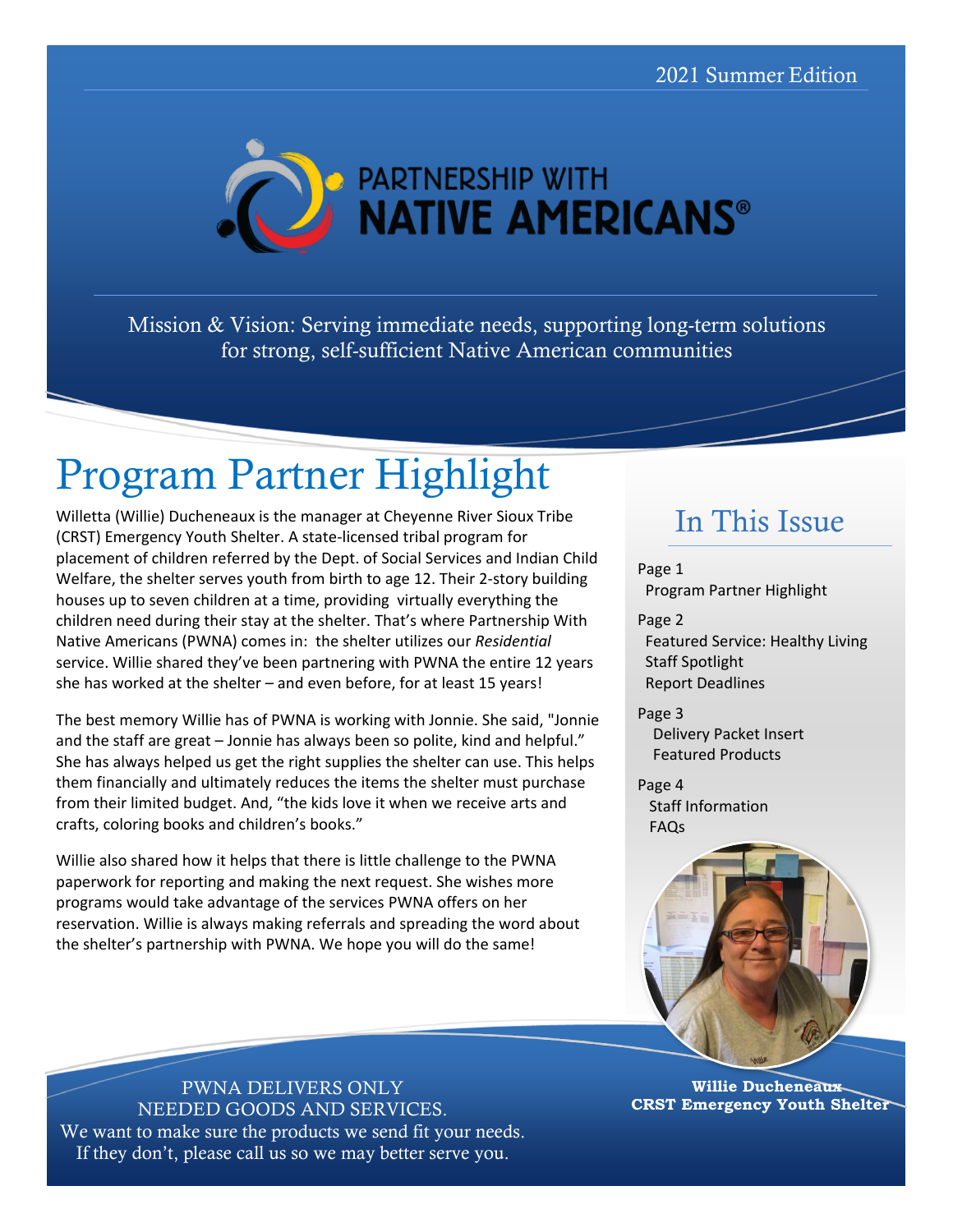2021 Summer Edition

# PARTNERSHIP WITH NATIVE AMERICANS®

Mission & Vision: Serving immediate needs, supporting long-term solutions for strong, self-sufficient Native American communities

# Program Partner Highlight

Willetta (Willie) Ducheneaux is the manager at Cheyenne River Sioux Tribe (CRST) Emergency Youth Shelter. A state-licensed tribal program for placement of children referred by the Dept. of Social Services and Indian Child Welfare, the shelter serves youth from birth to age 12. Their 2-story building houses up to seven children at a time, providing virtually everything the children need during their stay at the shelter. That's where Partnership With Native Americans (PWNA) comes in: the shelter utilizes our *Residential* service. Willie shared they've been partnering with PWNA the entire 12 years she has worked at the shelter – and even before, for at least 15 years!

The best memory Willie has of PWNA is working with Jonnie. She said, "Jonnie and the staff are great – Jonnie has always been so polite, kind and helpful." She has always helped us get the right supplies the shelter can use. This helps them financially and ultimately reduces the items the shelter must purchase from their limited budget. And, "the kids love it when we receive arts and crafts, coloring books and children's books."

Willie also shared how it helps that there is little challenge to the PWNA paperwork for reporting and making the next request. She wishes more programs would take advantage of the services PWNA offers on her reservation. Willie is always making referrals and spreading the word about the shelter's partnership with PWNA. We hope you will do the same!

## In This Issue

Page 1
- Program Partner Highlight

Page 2
- Featured Service: Healthy Living
- Staff Spotlight
- Report Deadlines

Page 3
- Delivery Packet Insert
- Featured Products

Page 4
- Staff Information
- FAQs

**Willie Ducheneaux**
**CRST Emergency Youth Shelter**

PWNA DELIVERS ONLY NEEDED GOODS AND SERVICES.
We want to make sure the products we send fit your needs. If they don't, please call us so we may better serve you.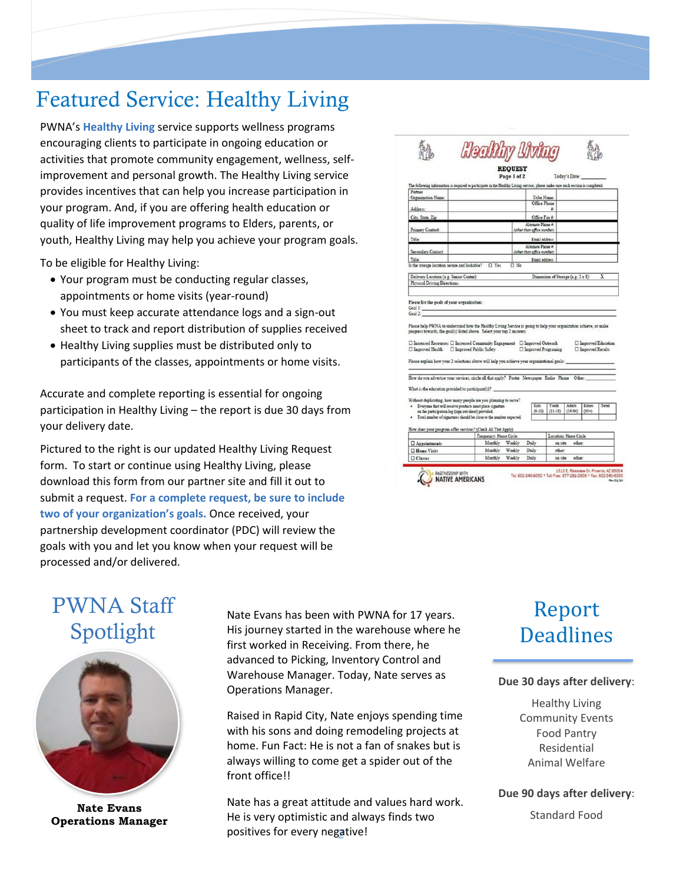# Featured Service: Healthy Living

PWNA's **Healthy Living** service supports wellness programs encouraging clients to participate in ongoing education or activities that promote community engagement, wellness, self-improvement and personal growth. The Healthy Living service provides incentives that can help you increase participation in your program. And, if you are offering health education or quality of life improvement programs to Elders, parents, or youth, Healthy Living may help you achieve your program goals.

To be eligible for Healthy Living:

- Your program must be conducting regular classes, appointments or home visits (year-round)
- You must keep accurate attendance logs and a sign-out sheet to track and report distribution of supplies received
- Healthy Living supplies must be distributed only to participants of the classes, appointments or home visits.

Accurate and complete reporting is essential for ongoing participation in Healthy Living – the report is due 30 days from your delivery date.

Pictured to the right is our updated Healthy Living Request form. To start or continue using Healthy Living, please download this form from our partner site and fill it out to submit a request. **For a complete request, be sure to include two of your organization's goals.** Once received, your partnership development coordinator (PDC) will review the goals with you and let you know when your request will be processed and/or delivered.

## PWNA Staff Spotlight

**Nate Evans**
**Operations Manager**

Nate Evans has been with PWNA for 17 years. His journey started in the warehouse where he first worked in Receiving. From there, he advanced to Picking, Inventory Control and Warehouse Manager. Today, Nate serves as Operations Manager.

Raised in Rapid City, Nate enjoys spending time with his sons and doing remodeling projects at home. Fun Fact: He is not a fan of snakes but is always willing to come get a spider out of the front office!!

Nate has a great attitude and values hard work. He is very optimistic and always finds two positives for every negative!

## Report Deadlines

**Due 30 days after delivery**:

Healthy Living
Community Events
Food Pantry
Residential
Animal Welfare

**Due 90 days after delivery**:

Standard Food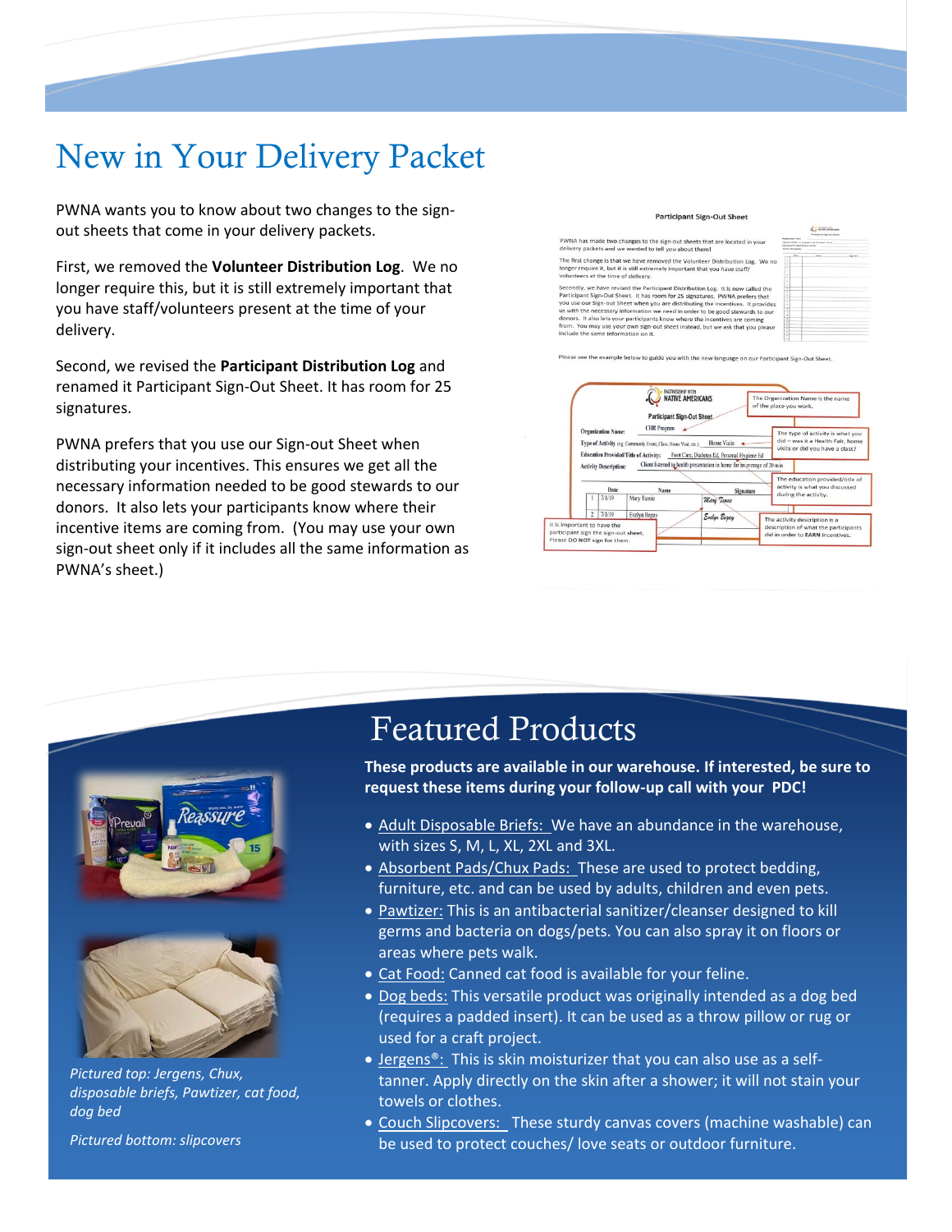# New in Your Delivery Packet

PWNA wants you to know about two changes to the sign-out sheets that come in your delivery packets.

First, we removed the **Volunteer Distribution Log**. We no longer require this, but it is still extremely important that you have staff/volunteers present at the time of your delivery.

Second, we revised the **Participant Distribution Log** and renamed it Participant Sign-Out Sheet. It has room for 25 signatures.

PWNA prefers that you use our Sign-out Sheet when distributing your incentives. This ensures we get all the necessary information needed to be good stewards to our donors. It also lets your participants know where their incentive items are coming from. (You may use your own sign-out sheet only if it includes all the same information as PWNA's sheet.)

# Featured Products

**These products are available in our warehouse. If interested, be sure to request these items during your follow-up call with your PDC!**

- Adult Disposable Briefs: We have an abundance in the warehouse, with sizes S, M, L, XL, 2XL and 3XL.
- Absorbent Pads/Chux Pads: These are used to protect bedding, furniture, etc. and can be used by adults, children and even pets.
- Pawtizer: This is an antibacterial sanitizer/cleanser designed to kill germs and bacteria on dogs/pets. You can also spray it on floors or areas where pets walk.
- Cat Food: Canned cat food is available for your feline.
- Dog beds: This versatile product was originally intended as a dog bed (requires a padded insert). It can be used as a throw pillow or rug or used for a craft project.
- Jergens®: This is skin moisturizer that you can also use as a self-tanner. Apply directly on the skin after a shower; it will not stain your towels or clothes.
- Couch Slipcovers: These sturdy canvas covers (machine washable) can be used to protect couches/ love seats or outdoor furniture.

*Pictured top: Jergens, Chux, disposable briefs, Pawtizer, cat food, dog bed*

*Pictured bottom: slipcovers*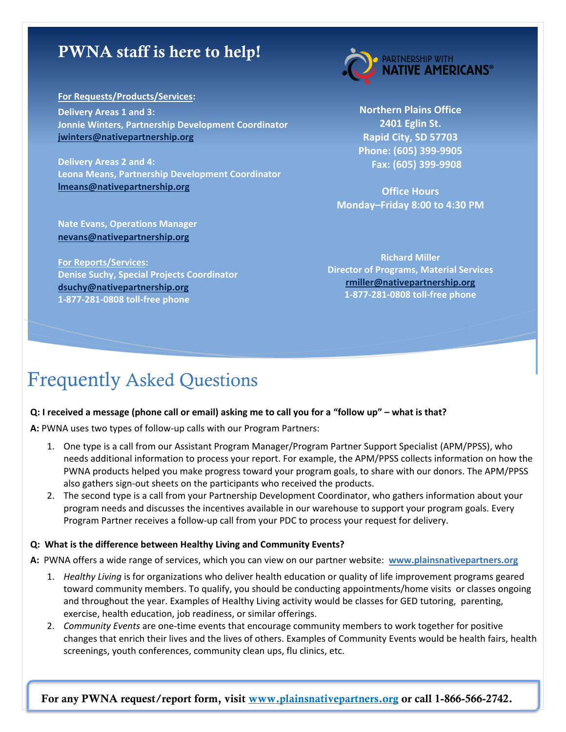## PWNA staff is here to help!

**For Requests/Products/Services:**

**Delivery Areas 1 and 3:**
**Jonnie Winters, Partnership Development Coordinator**
**jwinters@nativepartnership.org**

**Delivery Areas 2 and 4:**
**Leona Means, Partnership Development Coordinator**
**lmeans@nativepartnership.org**

**Nate Evans, Operations Manager**
**nevans@nativepartnership.org**

**For Reports/Services:**
**Denise Suchy, Special Projects Coordinator**
**dsuchy@nativepartnership.org**
**1-877-281-0808 toll-free phone**

PARTNERSHIP WITH NATIVE AMERICANS®

**Northern Plains Office**
**2401 Eglin St.**
**Rapid City, SD 57703**
**Phone: (605) 399-9905**
**Fax: (605) 399-9908**

**Office Hours**
**Monday–Friday 8:00 to 4:30 PM**

**Richard Miller**
**Director of Programs, Material Services**
**rmiller@nativepartnership.org**
**1-877-281-0808 toll-free phone**

# Frequently Asked Questions

**Q: I received a message (phone call or email) asking me to call you for a "follow up" – what is that?**

**A:** PWNA uses two types of follow-up calls with our Program Partners:

1. One type is a call from our Assistant Program Manager/Program Partner Support Specialist (APM/PPSS), who needs additional information to process your report. For example, the APM/PPSS collects information on how the PWNA products helped you make progress toward your program goals, to share with our donors. The APM/PPSS also gathers sign-out sheets on the participants who received the products.
2. The second type is a call from your Partnership Development Coordinator, who gathers information about your program needs and discusses the incentives available in our warehouse to support your program goals. Every Program Partner receives a follow-up call from your PDC to process your request for delivery.

**Q: What is the difference between Healthy Living and Community Events?**

**A:** PWNA offers a wide range of services, which you can view on our partner website: **www.plainsnativepartners.org**

1. *Healthy Living* is for organizations who deliver health education or quality of life improvement programs geared toward community members. To qualify, you should be conducting appointments/home visits or classes ongoing and throughout the year. Examples of Healthy Living activity would be classes for GED tutoring, parenting, exercise, health education, job readiness, or similar offerings.
2. *Community Events* are one-time events that encourage community members to work together for positive changes that enrich their lives and the lives of others. Examples of Community Events would be health fairs, health screenings, youth conferences, community clean ups, flu clinics, etc.

**For any PWNA request/report form, visit www.plainsnativepartners.org or call 1-866-566-2742.**